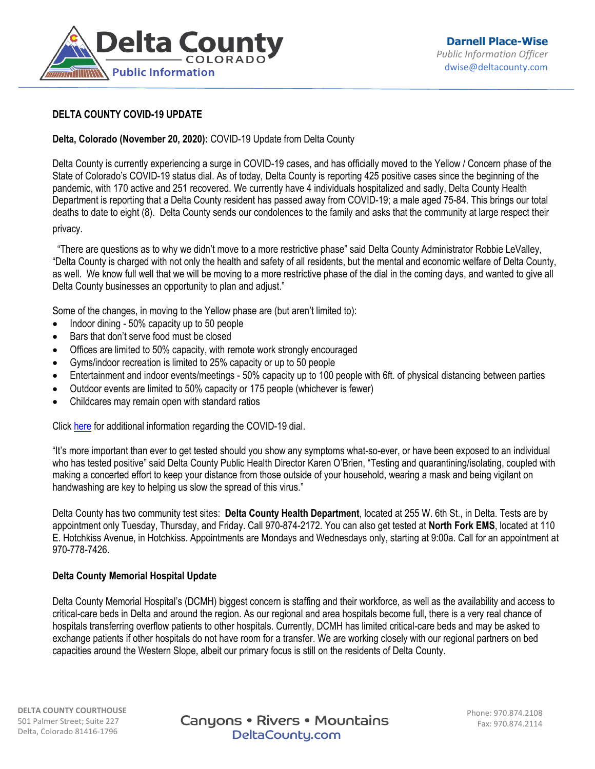Delta County
COLORADO
Public Information

**Darnell Place-Wise**
*Public Information Officer*
dwise@deltacounty.com

**DELTA COUNTY COVID-19 UPDATE**

**Delta, Colorado (November 20, 2020):** COVID-19 Update from Delta County

Delta County is currently experiencing a surge in COVID-19 cases, and has officially moved to the Yellow / Concern phase of the State of Colorado's COVID-19 status dial. As of today, Delta County is reporting 425 positive cases since the beginning of the pandemic, with 170 active and 251 recovered. We currently have 4 individuals hospitalized and sadly, Delta County Health Department is reporting that a Delta County resident has passed away from COVID-19; a male aged 75-84. This brings our total deaths to date to eight (8). Delta County sends our condolences to the family and asks that the community at large respect their privacy.

"There are questions as to why we didn't move to a more restrictive phase" said Delta County Administrator Robbie LeValley, "Delta County is charged with not only the health and safety of all residents, but the mental and economic welfare of Delta County, as well. We know full well that we will be moving to a more restrictive phase of the dial in the coming days, and wanted to give all Delta County businesses an opportunity to plan and adjust."

Some of the changes, in moving to the Yellow phase are (but aren't limited to):

- Indoor dining - 50% capacity up to 50 people
- Bars that don't serve food must be closed
- Offices are limited to 50% capacity, with remote work strongly encouraged
- Gyms/indoor recreation is limited to 25% capacity or up to 50 people
- Entertainment and indoor events/meetings - 50% capacity up to 100 people with 6ft. of physical distancing between parties
- Outdoor events are limited to 50% capacity or 175 people (whichever is fewer)
- Childcares may remain open with standard ratios

Click here for additional information regarding the COVID-19 dial.

"It's more important than ever to get tested should you show any symptoms what-so-ever, or have been exposed to an individual who has tested positive" said Delta County Public Health Director Karen O'Brien, "Testing and quarantining/isolating, coupled with making a concerted effort to keep your distance from those outside of your household, wearing a mask and being vigilant on handwashing are key to helping us slow the spread of this virus."

Delta County has two community test sites: **Delta County Health Department**, located at 255 W. 6th St., in Delta. Tests are by appointment only Tuesday, Thursday, and Friday. Call 970-874-2172. You can also get tested at **North Fork EMS**, located at 110 E. Hotchkiss Avenue, in Hotchkiss. Appointments are Mondays and Wednesdays only, starting at 9:00a. Call for an appointment at 970-778-7426.

**Delta County Memorial Hospital Update**

Delta County Memorial Hospital's (DCMH) biggest concern is staffing and their workforce, as well as the availability and access to critical-care beds in Delta and around the region. As our regional and area hospitals become full, there is a very real chance of hospitals transferring overflow patients to other hospitals. Currently, DCMH has limited critical-care beds and may be asked to exchange patients if other hospitals do not have room for a transfer. We are working closely with our regional partners on bed capacities around the Western Slope, albeit our primary focus is still on the residents of Delta County.

**DELTA COUNTY COURTHOUSE**
501 Palmer Street; Suite 227
Delta, Colorado 81416-1796

Canyons • Rivers • Mountains
DeltaCounty.com

Phone: 970.874.2108
Fax: 970.874.2114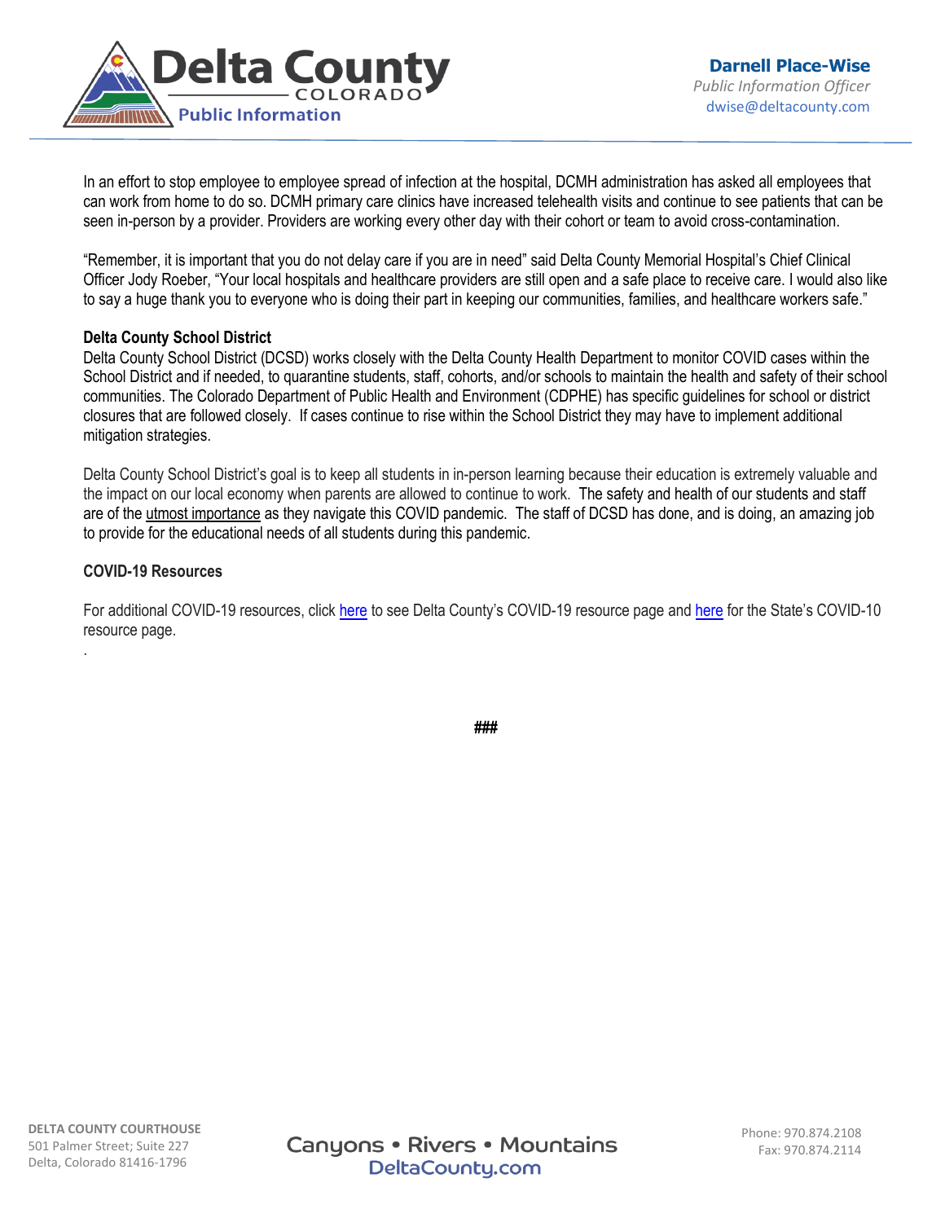In an effort to stop employee to employee spread of infection at the hospital, DCMH administration has asked all employees that can work from home to do so. DCMH primary care clinics have increased telehealth visits and continue to see patients that can be seen in-person by a provider. Providers are working every other day with their cohort or team to avoid cross-contamination.

"Remember, it is important that you do not delay care if you are in need" said Delta County Memorial Hospital's Chief Clinical Officer Jody Roeber, "Your local hospitals and healthcare providers are still open and a safe place to receive care. I would also like to say a huge thank you to everyone who is doing their part in keeping our communities, families, and healthcare workers safe."

**Delta County School District**

Delta County School District (DCSD) works closely with the Delta County Health Department to monitor COVID cases within the School District and if needed, to quarantine students, staff, cohorts, and/or schools to maintain the health and safety of their school communities. The Colorado Department of Public Health and Environment (CDPHE) has specific guidelines for school or district closures that are followed closely. If cases continue to rise within the School District they may have to implement additional mitigation strategies.

Delta County School District's goal is to keep all students in in-person learning because their education is extremely valuable and the impact on our local economy when parents are allowed to continue to work. The safety and health of our students and staff are of the utmost importance as they navigate this COVID pandemic. The staff of DCSD has done, and is doing, an amazing job to provide for the educational needs of all students during this pandemic.

**COVID-19 Resources**

For additional COVID-19 resources, click here to see Delta County's COVID-19 resource page and here for the State's COVID-10 resource page.

.

###